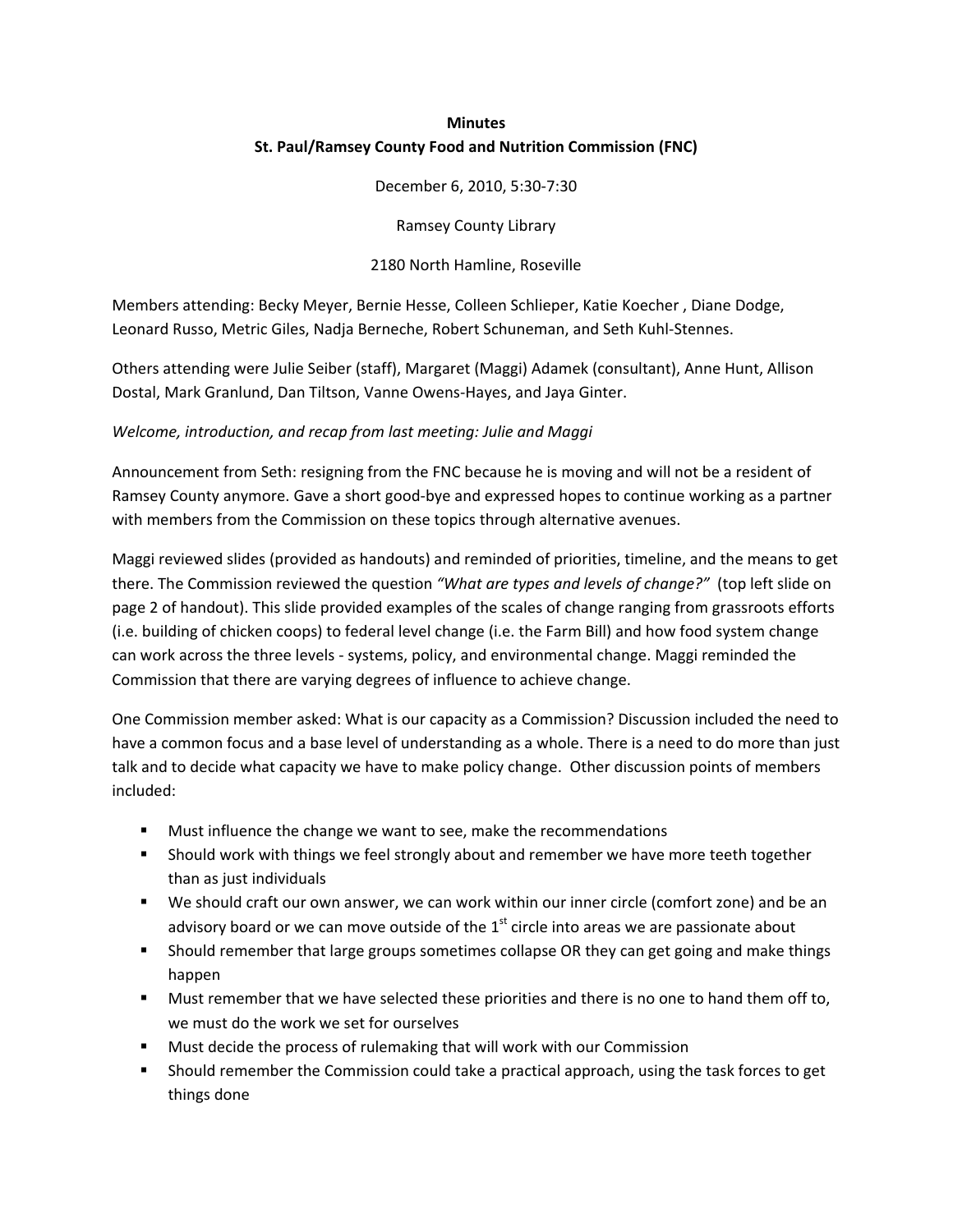**Minutes**

**St. Paul/Ramsey County Food and Nutrition Commission (FNC)**

December 6, 2010, 5:30-7:30

Ramsey County Library

2180 North Hamline, Roseville

Members attending: Becky Meyer, Bernie Hesse, Colleen Schlieper, Katie Koecher , Diane Dodge, Leonard Russo, Metric Giles, Nadja Berneche, Robert Schuneman, and Seth Kuhl-Stennes.

Others attending were Julie Seiber (staff), Margaret (Maggi) Adamek (consultant), Anne Hunt, Allison Dostal, Mark Granlund, Dan Tiltson, Vanne Owens-Hayes, and Jaya Ginter.

*Welcome, introduction, and recap from last meeting: Julie and Maggi*

Announcement from Seth: resigning from the FNC because he is moving and will not be a resident of Ramsey County anymore. Gave a short good-bye and expressed hopes to continue working as a partner with members from the Commission on these topics through alternative avenues.

Maggi reviewed slides (provided as handouts) and reminded of priorities, timeline, and the means to get there. The Commission reviewed the question *"What are types and levels of change?"* (top left slide on page 2 of handout). This slide provided examples of the scales of change ranging from grassroots efforts (i.e. building of chicken coops) to federal level change (i.e. the Farm Bill) and how food system change can work across the three levels - systems, policy, and environmental change. Maggi reminded the Commission that there are varying degrees of influence to achieve change.

One Commission member asked: What is our capacity as a Commission? Discussion included the need to have a common focus and a base level of understanding as a whole. There is a need to do more than just talk and to decide what capacity we have to make policy change. Other discussion points of members included:

- Must influence the change we want to see, make the recommendations
- Should work with things we feel strongly about and remember we have more teeth together than as just individuals
- We should craft our own answer, we can work within our inner circle (comfort zone) and be an advisory board or we can move outside of the 1st circle into areas we are passionate about
- Should remember that large groups sometimes collapse OR they can get going and make things happen
- Must remember that we have selected these priorities and there is no one to hand them off to, we must do the work we set for ourselves
- Must decide the process of rulemaking that will work with our Commission
- Should remember the Commission could take a practical approach, using the task forces to get things done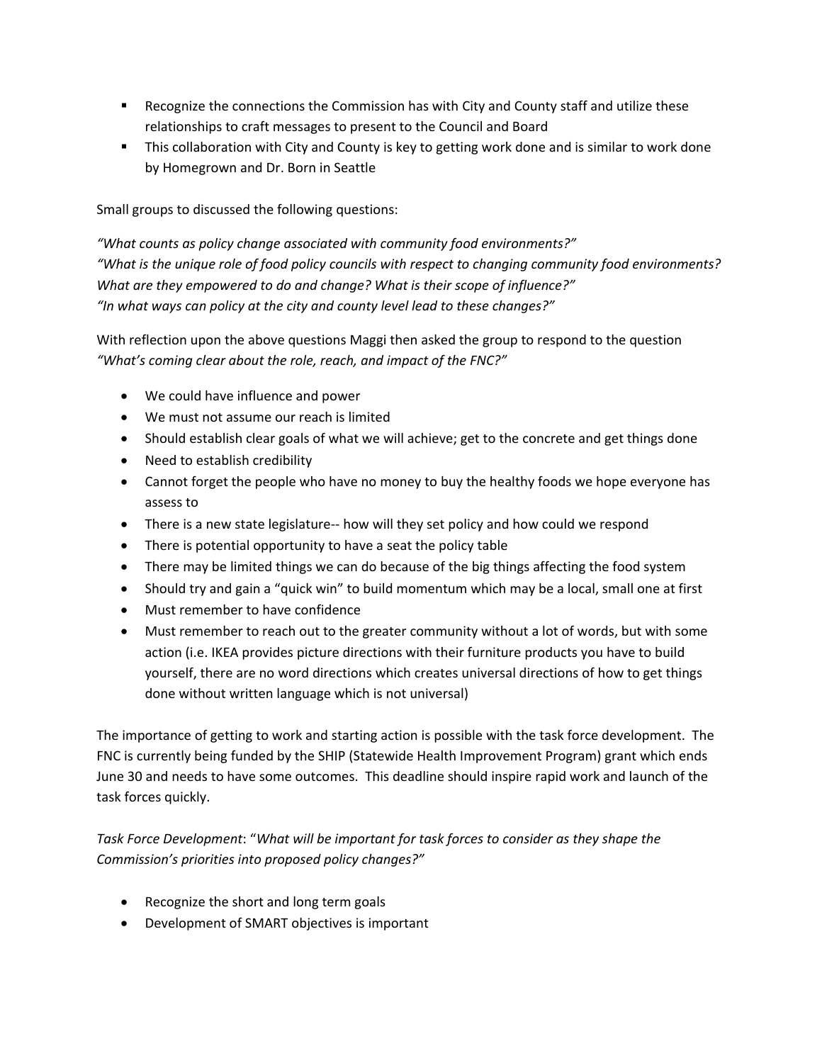- Recognize the connections the Commission has with City and County staff and utilize these relationships to craft messages to present to the Council and Board
- This collaboration with City and County is key to getting work done and is similar to work done by Homegrown and Dr. Born in Seattle

Small groups to discussed the following questions:

*"What counts as policy change associated with community food environments?"*
*"What is the unique role of food policy councils with respect to changing community food environments? What are they empowered to do and change? What is their scope of influence?"*
*"In what ways can policy at the city and county level lead to these changes?"*

With reflection upon the above questions Maggi then asked the group to respond to the question *"What's coming clear about the role, reach, and impact of the FNC?"*

- We could have influence and power
- We must not assume our reach is limited
- Should establish clear goals of what we will achieve; get to the concrete and get things done
- Need to establish credibility
- Cannot forget the people who have no money to buy the healthy foods we hope everyone has assess to
- There is a new state legislature-- how will they set policy and how could we respond
- There is potential opportunity to have a seat the policy table
- There may be limited things we can do because of the big things affecting the food system
- Should try and gain a "quick win" to build momentum which may be a local, small one at first
- Must remember to have confidence
- Must remember to reach out to the greater community without a lot of words, but with some action (i.e. IKEA provides picture directions with their furniture products you have to build yourself, there are no word directions which creates universal directions of how to get things done without written language which is not universal)

The importance of getting to work and starting action is possible with the task force development. The FNC is currently being funded by the SHIP (Statewide Health Improvement Program) grant which ends June 30 and needs to have some outcomes. This deadline should inspire rapid work and launch of the task forces quickly.

*Task Force Development*: "*What will be important for task forces to consider as they shape the Commission's priorities into proposed policy changes?"*

- Recognize the short and long term goals
- Development of SMART objectives is important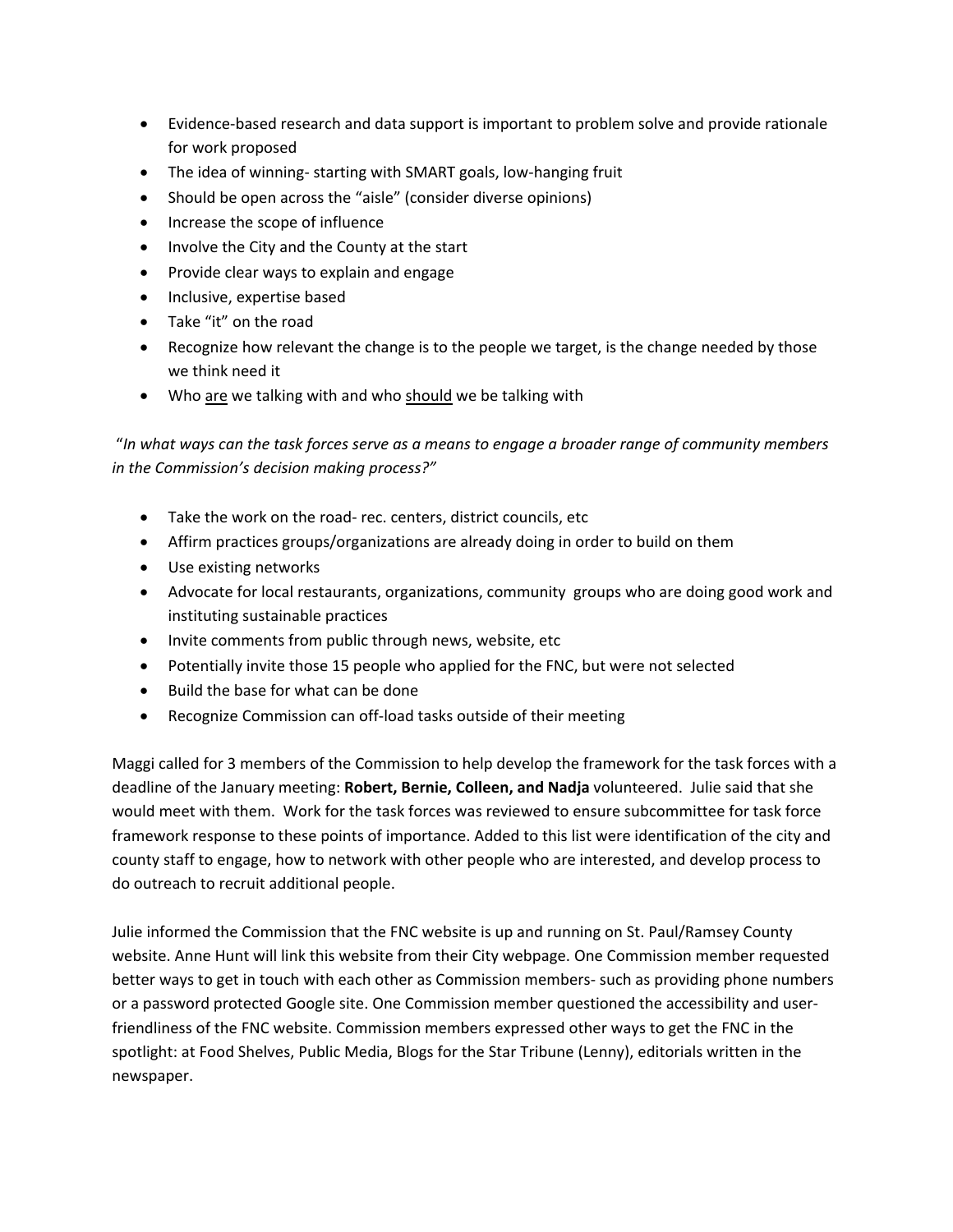- Evidence-based research and data support is important to problem solve and provide rationale for work proposed
- The idea of winning- starting with SMART goals, low-hanging fruit
- Should be open across the "aisle" (consider diverse opinions)
- Increase the scope of influence
- Involve the City and the County at the start
- Provide clear ways to explain and engage
- Inclusive, expertise based
- Take "it" on the road
- Recognize how relevant the change is to the people we target, is the change needed by those we think need it
- Who <u>are</u> we talking with and who <u>should</u> we be talking with

"*In what ways can the task forces serve as a means to engage a broader range of community members in the Commission's decision making process?*"

- Take the work on the road- rec. centers, district councils, etc
- Affirm practices groups/organizations are already doing in order to build on them
- Use existing networks
- Advocate for local restaurants, organizations, community groups who are doing good work and instituting sustainable practices
- Invite comments from public through news, website, etc
- Potentially invite those 15 people who applied for the FNC, but were not selected
- Build the base for what can be done
- Recognize Commission can off-load tasks outside of their meeting

Maggi called for 3 members of the Commission to help develop the framework for the task forces with a deadline of the January meeting: **Robert, Bernie, Colleen, and Nadja** volunteered. Julie said that she would meet with them. Work for the task forces was reviewed to ensure subcommittee for task force framework response to these points of importance. Added to this list were identification of the city and county staff to engage, how to network with other people who are interested, and develop process to do outreach to recruit additional people.

Julie informed the Commission that the FNC website is up and running on St. Paul/Ramsey County website. Anne Hunt will link this website from their City webpage. One Commission member requested better ways to get in touch with each other as Commission members- such as providing phone numbers or a password protected Google site. One Commission member questioned the accessibility and user-friendliness of the FNC website. Commission members expressed other ways to get the FNC in the spotlight: at Food Shelves, Public Media, Blogs for the Star Tribune (Lenny), editorials written in the newspaper.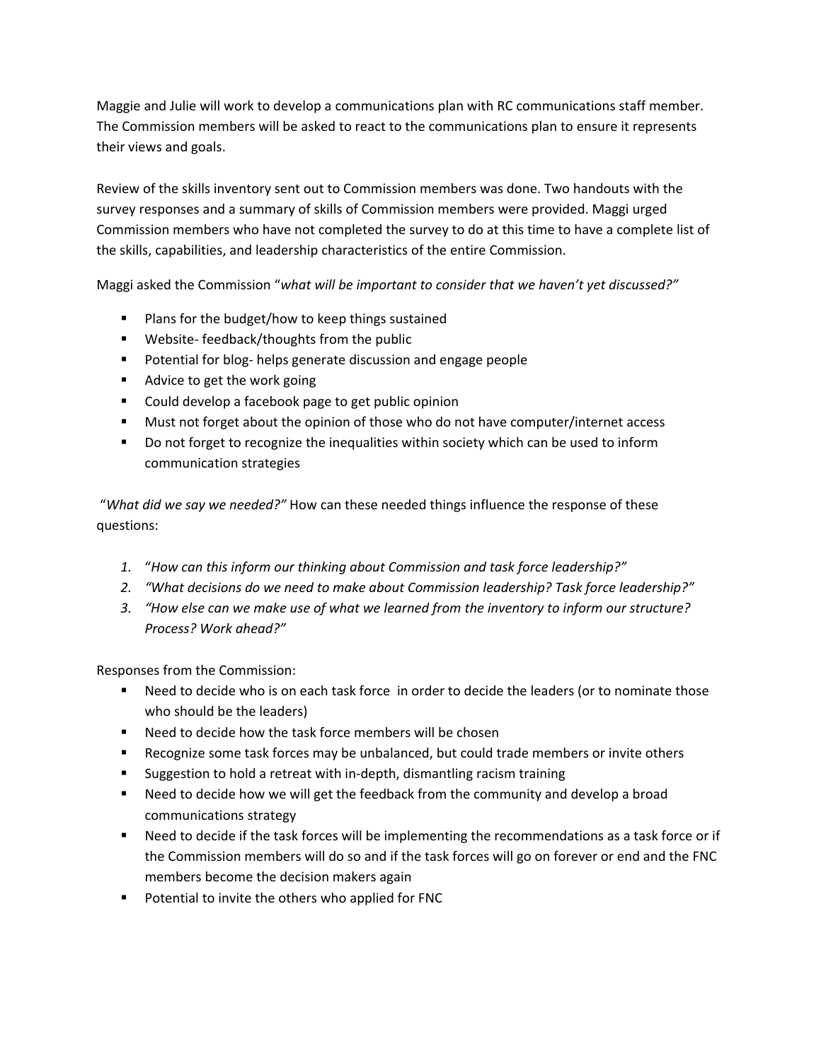Maggie and Julie will work to develop a communications plan with RC communications staff member. The Commission members will be asked to react to the communications plan to ensure it represents their views and goals.

Review of the skills inventory sent out to Commission members was done. Two handouts with the survey responses and a summary of skills of Commission members were provided. Maggi urged Commission members who have not completed the survey to do at this time to have a complete list of the skills, capabilities, and leadership characteristics of the entire Commission.

Maggi asked the Commission "*what will be important to consider that we haven't yet discussed?"*

- Plans for the budget/how to keep things sustained
- Website- feedback/thoughts from the public
- Potential for blog- helps generate discussion and engage people
- Advice to get the work going
- Could develop a facebook page to get public opinion
- Must not forget about the opinion of those who do not have computer/internet access
- Do not forget to recognize the inequalities within society which can be used to inform communication strategies

"*What did we say we needed?"* How can these needed things influence the response of these questions:

1. "*How can this inform our thinking about Commission and task force leadership?"*
2. *"What decisions do we need to make about Commission leadership? Task force leadership?"*
3. *"How else can we make use of what we learned from the inventory to inform our structure? Process? Work ahead?"*

Responses from the Commission:

- Need to decide who is on each task force in order to decide the leaders (or to nominate those who should be the leaders)
- Need to decide how the task force members will be chosen
- Recognize some task forces may be unbalanced, but could trade members or invite others
- Suggestion to hold a retreat with in-depth, dismantling racism training
- Need to decide how we will get the feedback from the community and develop a broad communications strategy
- Need to decide if the task forces will be implementing the recommendations as a task force or if the Commission members will do so and if the task forces will go on forever or end and the FNC members become the decision makers again
- Potential to invite the others who applied for FNC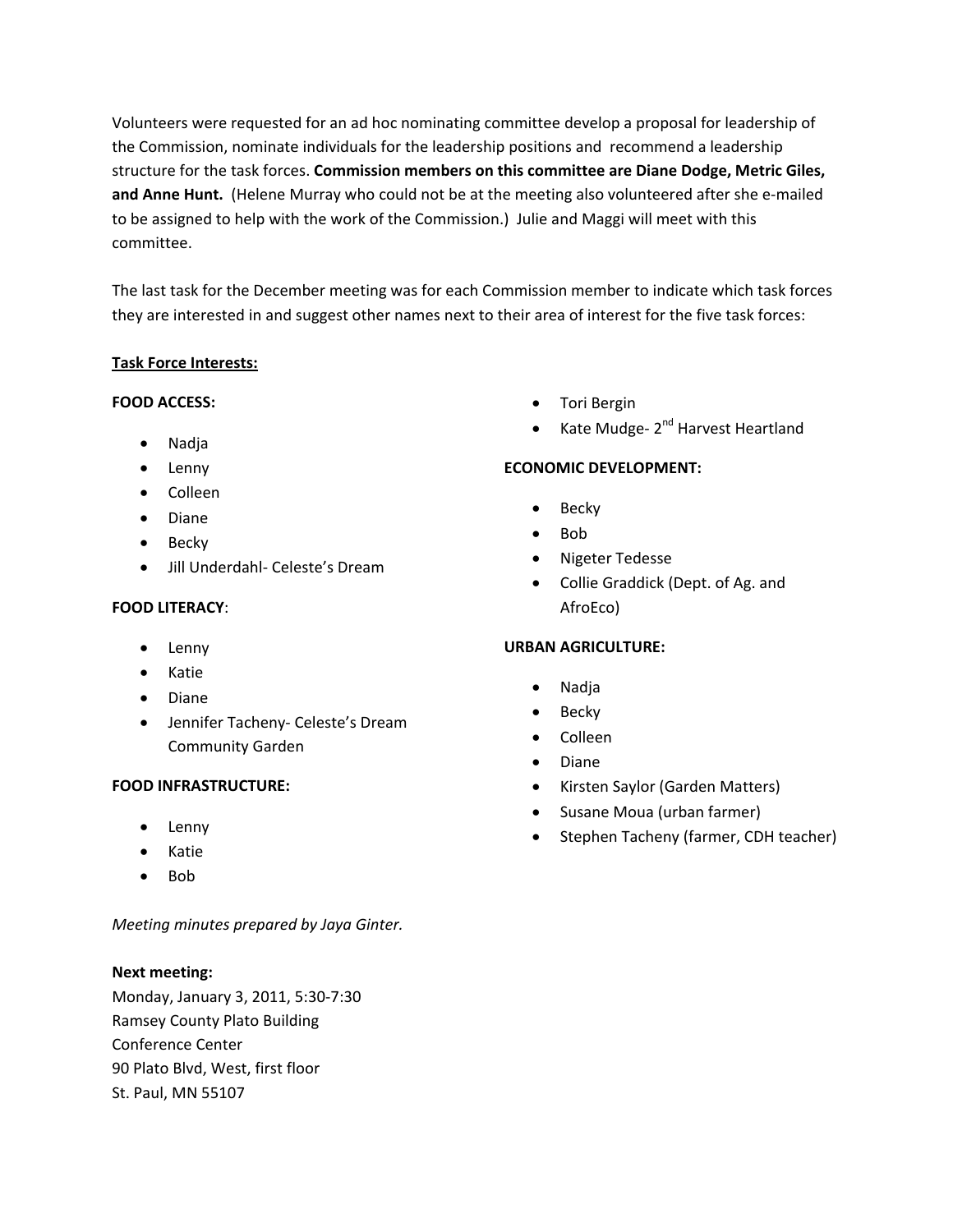Volunteers were requested for an ad hoc nominating committee develop a proposal for leadership of the Commission, nominate individuals for the leadership positions and recommend a leadership structure for the task forces. **Commission members on this committee are Diane Dodge, Metric Giles, and Anne Hunt.** (Helene Murray who could not be at the meeting also volunteered after she e-mailed to be assigned to help with the work of the Commission.) Julie and Maggi will meet with this committee.

The last task for the December meeting was for each Commission member to indicate which task forces they are interested in and suggest other names next to their area of interest for the five task forces:

**Task Force Interests:**

**FOOD ACCESS:**

- Nadja
- Lenny
- Colleen
- Diane
- Becky
- Jill Underdahl- Celeste's Dream
- Tori Bergin
- Kate Mudge- 2nd Harvest Heartland

**FOOD LITERACY**:

- Lenny
- Katie
- Diane
- Jennifer Tacheny- Celeste's Dream Community Garden

**FOOD INFRASTRUCTURE:**

- Lenny
- Katie
- Bob

**ECONOMIC DEVELOPMENT:**

- Becky
- Bob
- Nigeter Tedesse
- Collie Graddick (Dept. of Ag. and AfroEco)

**URBAN AGRICULTURE:**

- Nadja
- Becky
- Colleen
- Diane
- Kirsten Saylor (Garden Matters)
- Susane Moua (urban farmer)
- Stephen Tacheny (farmer, CDH teacher)

*Meeting minutes prepared by Jaya Ginter.*

**Next meeting:**
Monday, January 3, 2011, 5:30-7:30
Ramsey County Plato Building
Conference Center
90 Plato Blvd, West, first floor
St. Paul, MN 55107